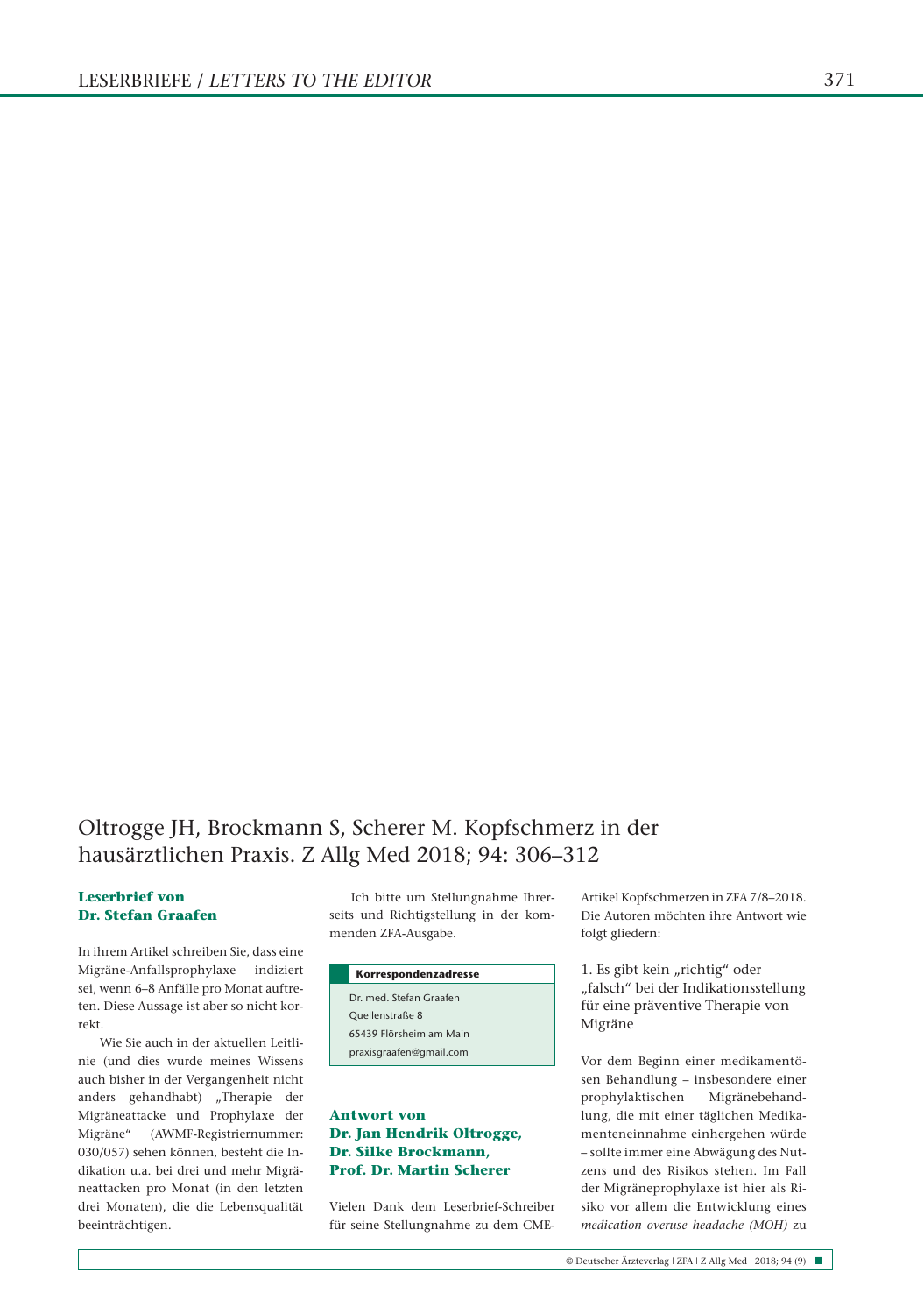# Oltrogge JH, Brockmann S, Scherer M. Kopfschmerz in der hausärztlichen Praxis. Z Allg Med 2018; 94: 306–312

## Leserbrief von Dr. Stefan Graafen

In ihrem Artikel schreiben Sie, dass eine Migräne-Anfallsprophylaxe indiziert sei, wenn 6–8 Anfälle pro Monat auftreten. Diese Aussage ist aber so nicht korrekt.

Wie Sie auch in der aktuellen Leitlinie (und dies wurde meines Wissens auch bisher in der Vergangenheit nicht anders gehandhabt) „Therapie der Migräneattacke und Prophylaxe der Migräne" (AWMF-Registriernummer: 030/057) sehen können, besteht die Indikation u.a. bei drei und mehr Migräneattacken pro Monat (in den letzten drei Monaten), die die Lebensqualität beeinträchtigen.

Ich bitte um Stellungnahme Ihrerseits und Richtigstellung in der kommenden ZFA-Ausgabe.

**Korrespondenzadresse**

Dr. med. Stefan Graafen
Quellenstraße 8
65439 Flörsheim am Main
praxisgraafen@gmail.com

## Antwort von Dr. Jan Hendrik Oltrogge, Dr. Silke Brockmann, Prof. Dr. Martin Scherer

Vielen Dank dem Leserbrief-Schreiber für seine Stellungnahme zu dem CME-Artikel Kopfschmerzen in ZFA 7/8–2018. Die Autoren möchten ihre Antwort wie folgt gliedern:

### 1. Es gibt kein „richtig" oder „falsch" bei der Indikationsstellung für eine präventive Therapie von Migräne

Vor dem Beginn einer medikamentösen Behandlung – insbesondere einer prophylaktischen Migränebehandlung, die mit einer täglichen Medikamenteneinnahme einhergehen würde – sollte immer eine Abwägung des Nutzens und des Risikos stehen. Im Fall der Migräneprophylaxe ist hier als Risiko vor allem die Entwicklung eines *medication overuse headache (MOH)* zu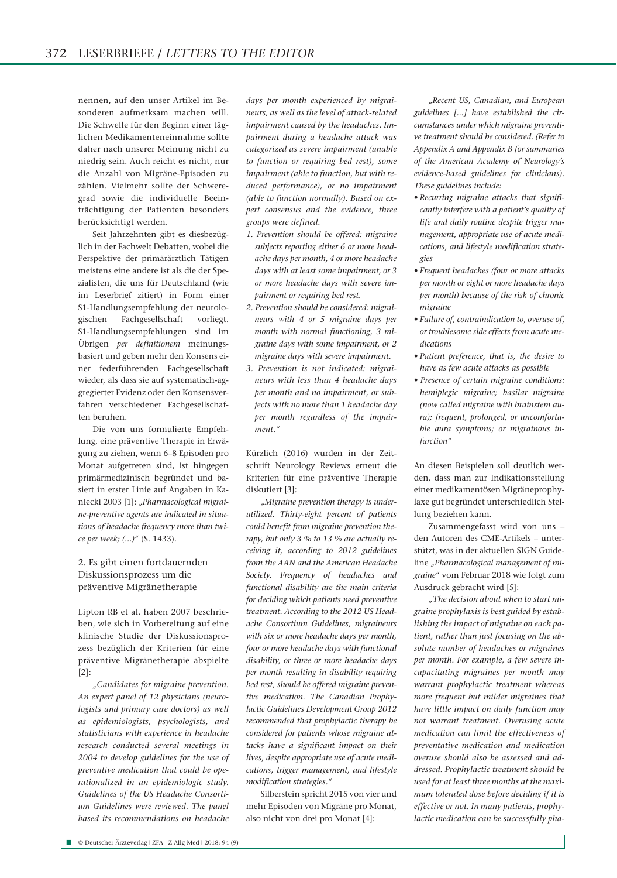nennen, auf den unser Artikel im Besonderen aufmerksam machen will. Die Schwelle für den Beginn einer täglichen Medikamenteneinnahme sollte daher nach unserer Meinung nicht zu niedrig sein. Auch reicht es nicht, nur die Anzahl von Migräne-Episoden zu zählen. Vielmehr sollte der Schweregrad sowie die individuelle Beeinträchtigung der Patienten besonders berücksichtigt werden.

Seit Jahrzehnten gibt es diesbezüglich in der Fachwelt Debatten, wobei die Perspektive der primärärztlich Tätigen meistens eine andere ist als die der Spezialisten, die uns für Deutschland (wie im Leserbrief zitiert) in Form einer S1-Handlungsempfehlung der neurologischen Fachgesellschaft vorliegt. S1-Handlungsempfehlungen sind im Übrigen *per definitionem* meinungsbasiert und geben mehr den Konsens einer federführenden Fachgesellschaft wieder, als dass sie auf systematisch-aggregierter Evidenz oder den Konsensverfahren verschiedener Fachgesellschaften beruhen.

Die von uns formulierte Empfehlung, eine präventive Therapie in Erwägung zu ziehen, wenn 6–8 Episoden pro Monat aufgetreten sind, ist hingegen primärmedizinisch begründet und basiert in erster Linie auf Angaben in Kaniecki 2003 [1]: *„Pharmacological migraine-preventive agents are indicated in situations of headache frequency more than twice per week; (...)"* (S. 1433).

## 2. Es gibt einen fortdauernden Diskussionsprozess um die präventive Migränetherapie

Lipton RB et al. haben 2007 beschrieben, wie sich in Vorbereitung auf eine klinische Studie der Diskussionsprozess bezüglich der Kriterien für eine präventive Migränetherapie abspielte [2]:

*„Candidates for migraine prevention. An expert panel of 12 physicians (neurologists and primary care doctors) as well as epidemiologists, psychologists, and statisticians with experience in headache research conducted several meetings in 2004 to develop guidelines for the use of preventive medication that could be operationalized in an epidemiologic study. Guidelines of the US Headache Consortium Guidelines were reviewed. The panel based its recommendations on headache days per month experienced by migraineurs, as well as the level of attack-related impairment caused by the headaches. Impairment during a headache attack was categorized as severe impairment (unable to function or requiring bed rest), some impairment (able to function, but with reduced performance), or no impairment (able to function normally). Based on expert consensus and the evidence, three groups were defined.*

1. *Prevention should be offered: migraine subjects reporting either 6 or more headache days per month, 4 or more headache days with at least some impairment, or 3 or more headache days with severe impairment or requiring bed rest.*
2. *Prevention should be considered: migraineurs with 4 or 5 migraine days per month with normal functioning, 3 migraine days with some impairment, or 2 migraine days with severe impairment.*
3. *Prevention is not indicated: migraineurs with less than 4 headache days per month and no impairment, or subjects with no more than 1 headache day per month regardless of the impairment."*

Kürzlich (2016) wurden in der Zeitschrift Neurology Reviews erneut die Kriterien für eine präventive Therapie diskutiert [3]:

*„Migraine prevention therapy is underutilized. Thirty-eight percent of patients could benefit from migraine prevention therapy, but only 3 % to 13 % are actually receiving it, according to 2012 guidelines from the AAN and the American Headache Society. Frequency of headaches and functional disability are the main criteria for deciding which patients need preventive treatment. According to the 2012 US Headache Consortium Guidelines, migraineurs with six or more headache days per month, four or more headache days with functional disability, or three or more headache days per month resulting in disability requiring bed rest, should be offered migraine preventive medication. The Canadian Prophylactic Guidelines Development Group 2012 recommended that prophylactic therapy be considered for patients whose migraine attacks have a significant impact on their lives, despite appropriate use of acute medications, trigger management, and lifestyle modification strategies."*

Silberstein spricht 2015 von vier und mehr Episoden von Migräne pro Monat, also nicht von drei pro Monat [4]:

*„Recent US, Canadian, and European guidelines [...] have established the circumstances under which migraine preventive treatment should be considered. (Refer to Appendix A and Appendix B for summaries of the American Academy of Neurology's evidence-based guidelines for clinicians). These guidelines include:*

- *Recurring migraine attacks that significantly interfere with a patient's quality of life and daily routine despite trigger management, appropriate use of acute medications, and lifestyle modification strategies*
- *Frequent headaches (four or more attacks per month or eight or more headache days per month) because of the risk of chronic migraine*
- *Failure of, contraindication to, overuse of, or troublesome side effects from acute medications*
- *Patient preference, that is, the desire to have as few acute attacks as possible*
- *Presence of certain migraine conditions: hemiplegic migraine; basilar migraine (now called migraine with brainstem aura); frequent, prolonged, or uncomfortable aura symptoms; or migrainous infarction"*

An diesen Beispielen soll deutlich werden, dass man zur Indikationsstellung einer medikamentösen Migräneprophylaxe gut begründet unterschiedlich Stellung beziehen kann.

Zusammengefasst wird von uns – den Autoren des CME-Artikels – unterstützt, was in der aktuellen SIGN Guideline *„Pharmacological management of migraine"* vom Februar 2018 wie folgt zum Ausdruck gebracht wird [5]:

*„The decision about when to start migraine prophylaxis is best guided by establishing the impact of migraine on each patient, rather than just focusing on the absolute number of headaches or migraines per month. For example, a few severe incapacitating migraines per month may warrant prophylactic treatment whereas more frequent but milder migraines that have little impact on daily function may not warrant treatment. Overusing acute medication can limit the effectiveness of preventative medication and medication overuse should also be assessed and addressed. Prophylactic treatment should be used for at least three months at the maximum tolerated dose before deciding if it is effective or not. In many patients, prophylactic medication can be successfully pha-*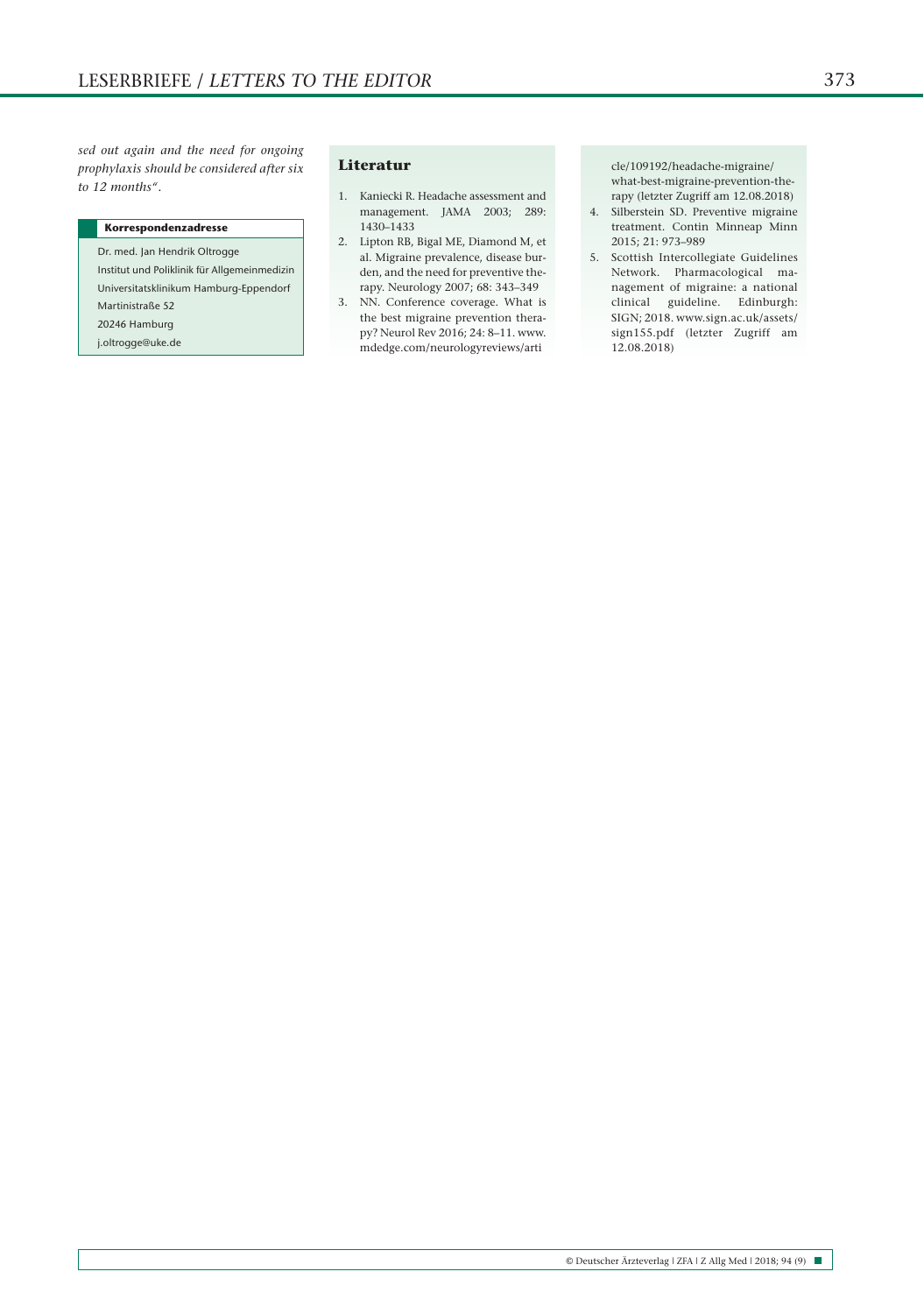*sed out again and the need for ongoing prophylaxis should be considered after six to 12 months".*

**Korrespondenzadresse**

Dr. med. Jan Hendrik Oltrogge
Institut und Poliklinik für Allgemeinmedizin
Universitatsklinikum Hamburg-Eppendorf
Martinistraße 52
20246 Hamburg
j.oltrogge@uke.de

## Literatur

1. Kaniecki R. Headache assessment and management. JAMA 2003; 289: 1430–1433
2. Lipton RB, Bigal ME, Diamond M, et al. Migraine prevalence, disease burden, and the need for preventive therapy. Neurology 2007; 68: 343–349
3. NN. Conference coverage. What is the best migraine prevention therapy? Neurol Rev 2016; 24: 8–11. www.mdedge.com/neurologyreviews/article/109192/headache-migraine/what-best-migraine-prevention-therapy (letzter Zugriff am 12.08.2018)
4. Silberstein SD. Preventive migraine treatment. Contin Minneap Minn 2015; 21: 973–989
5. Scottish Intercollegiate Guidelines Network. Pharmacological management of migraine: a national clinical guideline. Edinburgh: SIGN; 2018. www.sign.ac.uk/assets/sign155.pdf (letzter Zugriff am 12.08.2018)